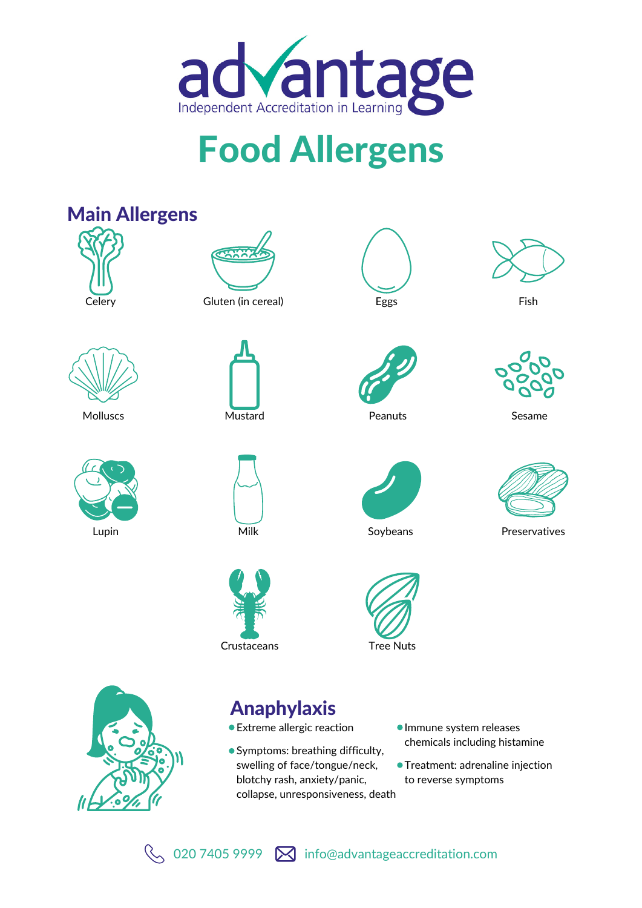advantage

Independent Accreditation in Learning

# Food Allergens

## Main Allergens

- Celery
- Gluten (in cereal)
- Eggs
- Fish
- Molluscs
- Mustard
- Peanuts
- Sesame
- Lupin
- Milk
- Soybeans
- Preservatives
- Crustaceans
- Tree Nuts

## Anaphylaxis

- Extreme allergic reaction
- Symptoms: breathing difficulty, swelling of face/tongue/neck, blotchy rash, anxiety/panic, collapse, unresponsiveness, death
- Immune system releases chemicals including histamine
- Treatment: adrenaline injection to reverse symptoms

020 7405 9999 info@advantageaccreditation.com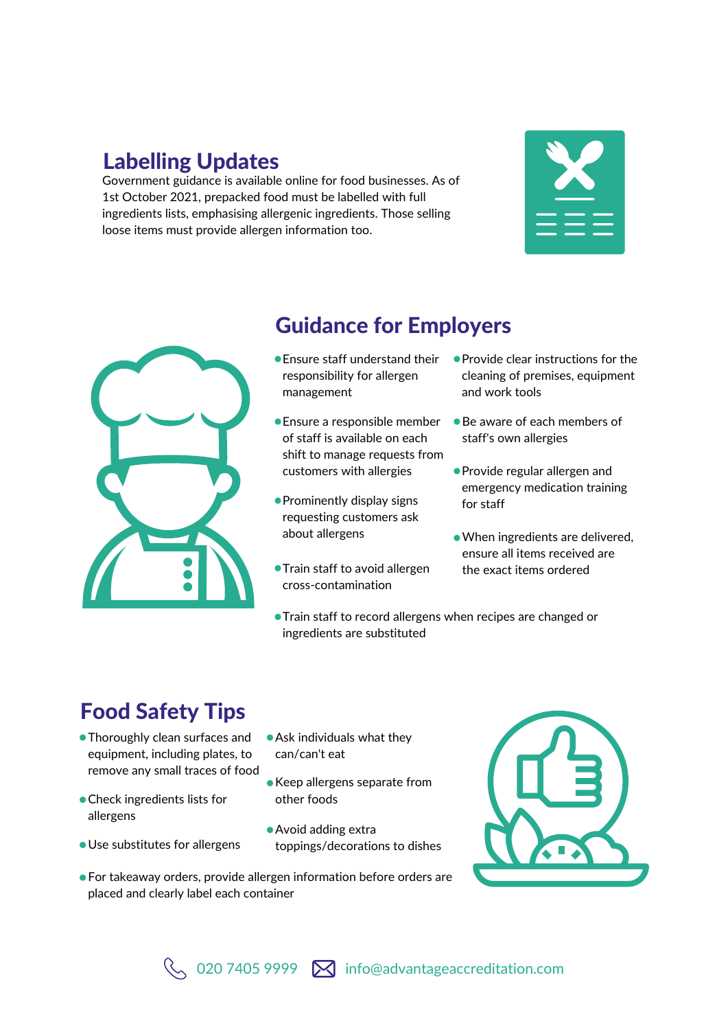## Labelling Updates

Government guidance is available online for food businesses. As of 1st October 2021, prepacked food must be labelled with full ingredients lists, emphasising allergenic ingredients. Those selling loose items must provide allergen information too.

## Guidance for Employers

- Ensure staff understand their responsibility for allergen management
- Ensure a responsible member of staff is available on each shift to manage requests from customers with allergies
- Prominently display signs requesting customers ask about allergens
- Train staff to avoid allergen cross-contamination
- Provide clear instructions for the cleaning of premises, equipment and work tools
- Be aware of each members of staff's own allergies
- Provide regular allergen and emergency medication training for staff
- When ingredients are delivered, ensure all items received are the exact items ordered
- Train staff to record allergens when recipes are changed or ingredients are substituted

## Food Safety Tips

- Thoroughly clean surfaces and equipment, including plates, to remove any small traces of food
- Check ingredients lists for allergens
- Use substitutes for allergens
- Ask individuals what they can/can't eat
- Keep allergens separate from other foods
- Avoid adding extra toppings/decorations to dishes
- For takeaway orders, provide allergen information before orders are placed and clearly label each container

020 7405 9999 info@advantageaccreditation.com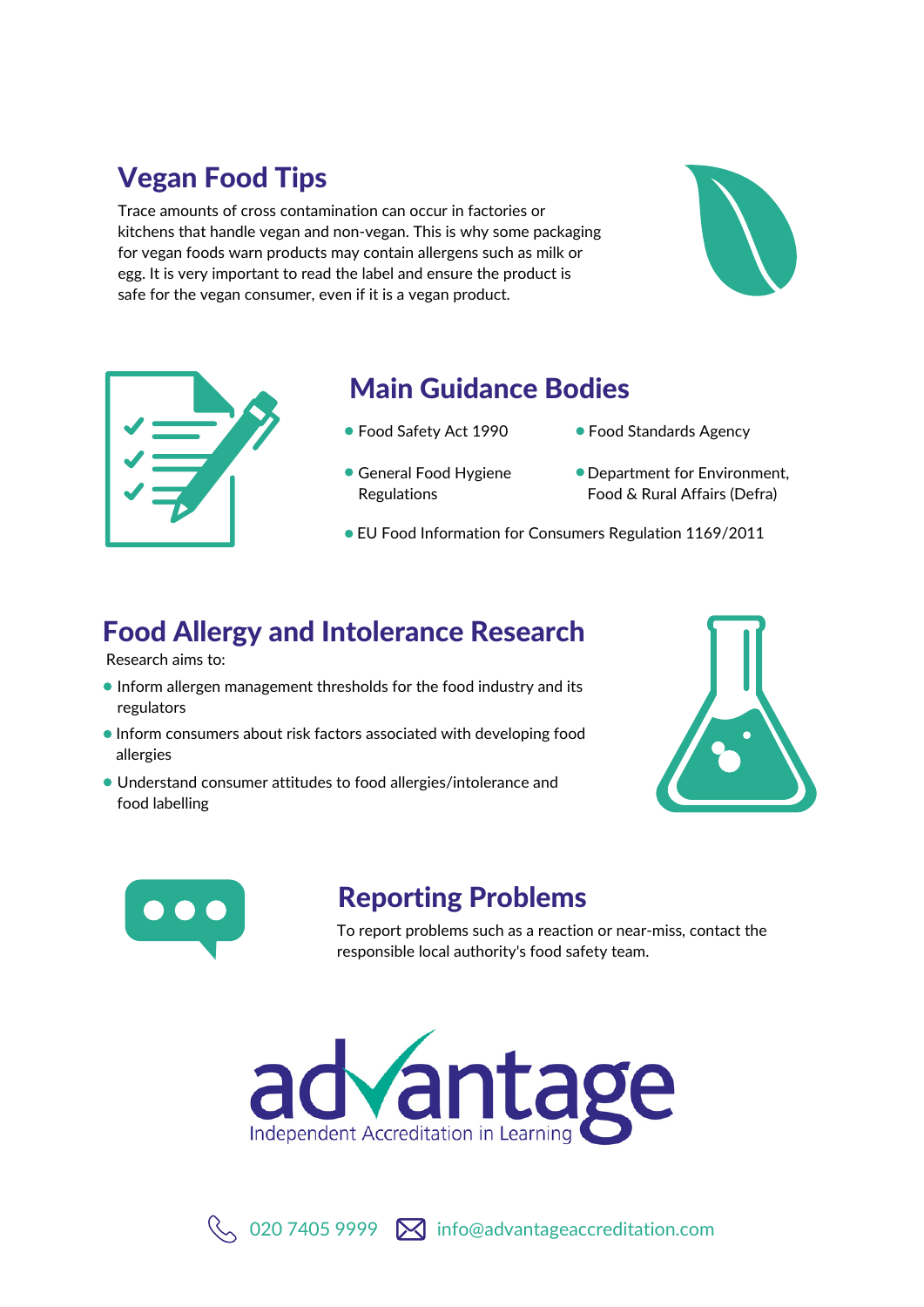## Vegan Food Tips

Trace amounts of cross contamination can occur in factories or kitchens that handle vegan and non-vegan. This is why some packaging for vegan foods warn products may contain allergens such as milk or egg. It is very important to read the label and ensure the product is safe for the vegan consumer, even if it is a vegan product.

## Main Guidance Bodies

- Food Safety Act 1990
- Food Standards Agency
- General Food Hygiene Regulations
- Department for Environment, Food & Rural Affairs (Defra)
- EU Food Information for Consumers Regulation 1169/2011

## Food Allergy and Intolerance Research

Research aims to:

- Inform allergen management thresholds for the food industry and its regulators
- Inform consumers about risk factors associated with developing food allergies
- Understand consumer attitudes to food allergies/intolerance and food labelling

## Reporting Problems

To report problems such as a reaction or near-miss, contact the responsible local authority's food safety team.

advantage
Independent Accreditation in Learning

020 7405 9999 info@advantageaccreditation.com